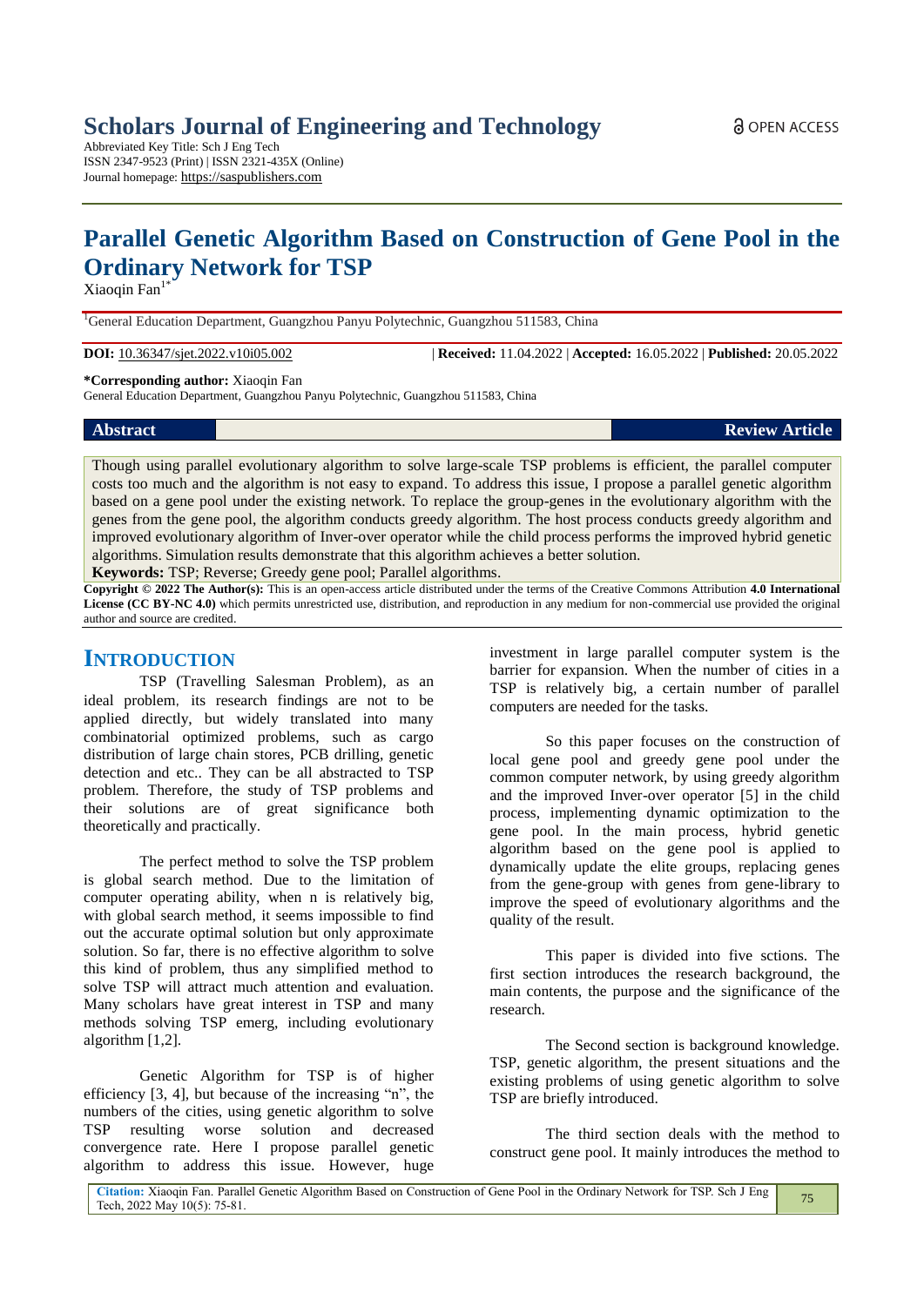Scholars Journal of Engineering and Technology

Abbreviated Key Title: Sch J Eng Tech
ISSN 2347-9523 (Print) | ISSN 2321-435X (Online)
Journal homepage: https://saspublishers.com

OPEN ACCESS

# Parallel Genetic Algorithm Based on Construction of Gene Pool in the Ordinary Network for TSP

Xiaoqin Fan[1*]

[1]General Education Department, Guangzhou Panyu Polytechnic, Guangzhou 511583, China

**DOI:** 10.36347/sjet.2022.v10i05.002 | **Received:** 11.04.2022 | **Accepted:** 16.05.2022 | **Published:** 20.05.2022

**\*Corresponding author:** Xiaoqin Fan
General Education Department, Guangzhou Panyu Polytechnic, Guangzhou 511583, China

**Abstract** **Review Article**

Though using parallel evolutionary algorithm to solve large-scale TSP problems is efficient, the parallel computer costs too much and the algorithm is not easy to expand. To address this issue, I propose a parallel genetic algorithm based on a gene pool under the existing network. To replace the group-genes in the evolutionary algorithm with the genes from the gene pool, the algorithm conducts greedy algorithm. The host process conducts greedy algorithm and improved evolutionary algorithm of Inver-over operator while the child process performs the improved hybrid genetic algorithms. Simulation results demonstrate that this algorithm achieves a better solution.

**Keywords:** TSP; Reverse; Greedy gene pool; Parallel algorithms.

**Copyright © 2022 The Author(s):** This is an open-access article distributed under the terms of the Creative Commons Attribution **4.0 International License (CC BY-NC 4.0)** which permits unrestricted use, distribution, and reproduction in any medium for non-commercial use provided the original author and source are credited.

## INTRODUCTION

TSP (Travelling Salesman Problem), as an ideal problem, its research findings are not to be applied directly, but widely translated into many combinatorial optimized problems, such as cargo distribution of large chain stores, PCB drilling, genetic detection and etc.. They can be all abstracted to TSP problem. Therefore, the study of TSP problems and their solutions are of great significance both theoretically and practically.

The perfect method to solve the TSP problem is global search method. Due to the limitation of computer operating ability, when n is relatively big, with global search method, it seems impossible to find out the accurate optimal solution but only approximate solution. So far, there is no effective algorithm to solve this kind of problem, thus any simplified method to solve TSP will attract much attention and evaluation. Many scholars have great interest in TSP and many methods solving TSP emerg, including evolutionary algorithm [1,2].

Genetic Algorithm for TSP is of higher efficiency [3, 4], but because of the increasing "n", the numbers of the cities, using genetic algorithm to solve TSP resulting worse solution and decreased convergence rate. Here I propose parallel genetic algorithm to address this issue. However, huge investment in large parallel computer system is the barrier for expansion. When the number of cities in a TSP is relatively big, a certain number of parallel computers are needed for the tasks.

So this paper focuses on the construction of local gene pool and greedy gene pool under the common computer network, by using greedy algorithm and the improved Inver-over operator [5] in the child process, implementing dynamic optimization to the gene pool. In the main process, hybrid genetic algorithm based on the gene pool is applied to dynamically update the elite groups, replacing genes from the gene-group with genes from gene-library to improve the speed of evolutionary algorithms and the quality of the result.

This paper is divided into five sctions. The first section introduces the research background, the main contents, the purpose and the significance of the research.

The Second section is background knowledge. TSP, genetic algorithm, the present situations and the existing problems of using genetic algorithm to solve TSP are briefly introduced.

The third section deals with the method to construct gene pool. It mainly introduces the method to

**Citation:** Xiaoqin Fan. Parallel Genetic Algorithm Based on Construction of Gene Pool in the Ordinary Network for TSP. Sch J Eng Tech, 2022 May 10(5): 75-81.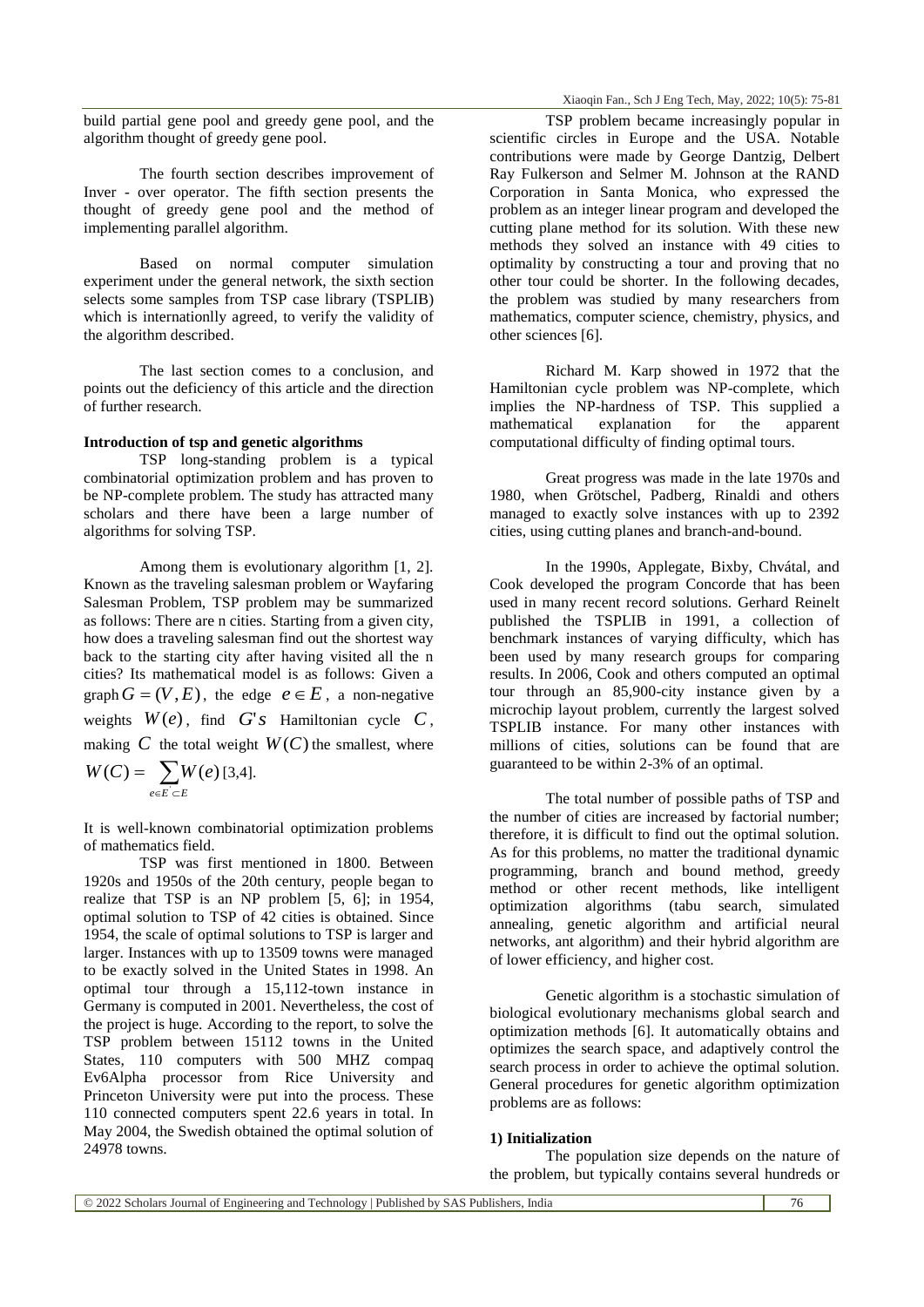build partial gene pool and greedy gene pool, and the algorithm thought of greedy gene pool.

The fourth section describes improvement of Inver - over operator. The fifth section presents the thought of greedy gene pool and the method of implementing parallel algorithm.

Based on normal computer simulation experiment under the general network, the sixth section selects some samples from TSP case library (TSPLIB) which is internationlly agreed, to verify the validity of the algorithm described.

The last section comes to a conclusion, and points out the deficiency of this article and the direction of further research.

**Introduction of tsp and genetic algorithms**

TSP long-standing problem is a typical combinatorial optimization problem and has proven to be NP-complete problem. The study has attracted many scholars and there have been a large number of algorithms for solving TSP.

Among them is evolutionary algorithm [1, 2]. Known as the traveling salesman problem or Wayfaring Salesman Problem, TSP problem may be summarized as follows: There are n cities. Starting from a given city, how does a traveling salesman find out the shortest way back to the starting city after having visited all the n cities? Its mathematical model is as follows: Given a graph $G=(V,E)$, the edge $e \in E$, a non-negative weights $W(e)$, find $G's$ Hamiltonian cycle $C$, making $C$ the total weight $W(C)$ the smallest, where $W(C)=\sum_{e \in E' \subset E} W(e)$ [3,4].

It is well-known combinatorial optimization problems of mathematics field.

TSP was first mentioned in 1800. Between 1920s and 1950s of the 20th century, people began to realize that TSP is an NP problem [5, 6]; in 1954, optimal solution to TSP of 42 cities is obtained. Since 1954, the scale of optimal solutions to TSP is larger and larger. Instances with up to 13509 towns were managed to be exactly solved in the United States in 1998. An optimal tour through a 15,112-town instance in Germany is computed in 2001. Nevertheless, the cost of the project is huge. According to the report, to solve the TSP problem between 15112 towns in the United States, 110 computers with 500 MHZ compaq Ev6Alpha processor from Rice University and Princeton University were put into the process. These 110 connected computers spent 22.6 years in total. In May 2004, the Swedish obtained the optimal solution of 24978 towns.

TSP problem became increasingly popular in scientific circles in Europe and the USA. Notable contributions were made by George Dantzig, Delbert Ray Fulkerson and Selmer M. Johnson at the RAND Corporation in Santa Monica, who expressed the problem as an integer linear program and developed the cutting plane method for its solution. With these new methods they solved an instance with 49 cities to optimality by constructing a tour and proving that no other tour could be shorter. In the following decades, the problem was studied by many researchers from mathematics, computer science, chemistry, physics, and other sciences [6].

Richard M. Karp showed in 1972 that the Hamiltonian cycle problem was NP-complete, which implies the NP-hardness of TSP. This supplied a mathematical explanation for the apparent computational difficulty of finding optimal tours.

Great progress was made in the late 1970s and 1980, when Grötschel, Padberg, Rinaldi and others managed to exactly solve instances with up to 2392 cities, using cutting planes and branch-and-bound.

In the 1990s, Applegate, Bixby, Chvátal, and Cook developed the program Concorde that has been used in many recent record solutions. Gerhard Reinelt published the TSPLIB in 1991, a collection of benchmark instances of varying difficulty, which has been used by many research groups for comparing results. In 2006, Cook and others computed an optimal tour through an 85,900-city instance given by a microchip layout problem, currently the largest solved TSPLIB instance. For many other instances with millions of cities, solutions can be found that are guaranteed to be within 2-3% of an optimal.

The total number of possible paths of TSP and the number of cities are increased by factorial number; therefore, it is difficult to find out the optimal solution. As for this problems, no matter the traditional dynamic programming, branch and bound method, greedy method or other recent methods, like intelligent optimization algorithms (tabu search, simulated annealing, genetic algorithm and artificial neural networks, ant algorithm) and their hybrid algorithm are of lower efficiency, and higher cost.

Genetic algorithm is a stochastic simulation of biological evolutionary mechanisms global search and optimization methods [6]. It automatically obtains and optimizes the search space, and adaptively control the search process in order to achieve the optimal solution. General procedures for genetic algorithm optimization problems are as follows:

**1) Initialization**

The population size depends on the nature of the problem, but typically contains several hundreds or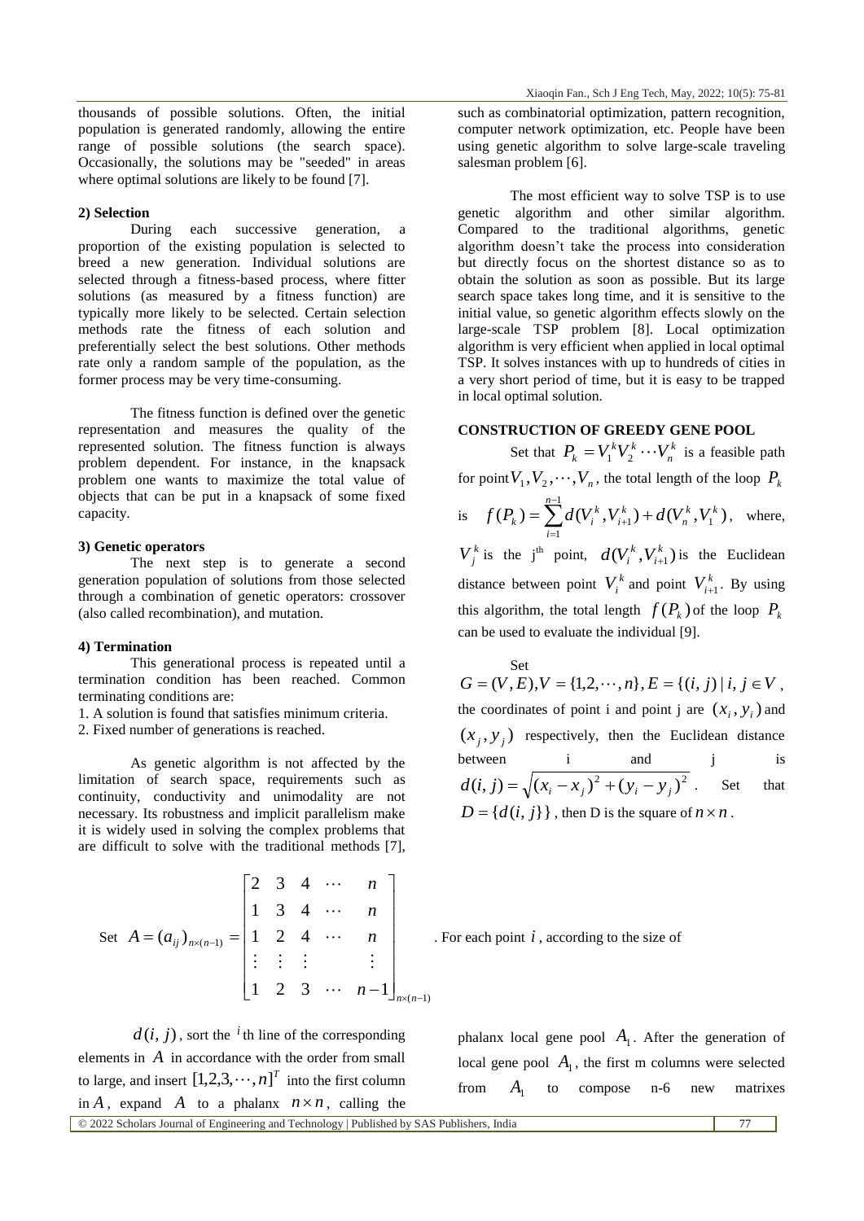thousands of possible solutions. Often, the initial population is generated randomly, allowing the entire range of possible solutions (the search space). Occasionally, the solutions may be "seeded" in areas where optimal solutions are likely to be found [7].

**2) Selection**

During each successive generation, a proportion of the existing population is selected to breed a new generation. Individual solutions are selected through a fitness-based process, where fitter solutions (as measured by a fitness function) are typically more likely to be selected. Certain selection methods rate the fitness of each solution and preferentially select the best solutions. Other methods rate only a random sample of the population, as the former process may be very time-consuming.

The fitness function is defined over the genetic representation and measures the quality of the represented solution. The fitness function is always problem dependent. For instance, in the knapsack problem one wants to maximize the total value of objects that can be put in a knapsack of some fixed capacity.

**3) Genetic operators**

The next step is to generate a second generation population of solutions from those selected through a combination of genetic operators: crossover (also called recombination), and mutation.

**4) Termination**

This generational process is repeated until a termination condition has been reached. Common terminating conditions are:

1. A solution is found that satisfies minimum criteria.
2. Fixed number of generations is reached.

As genetic algorithm is not affected by the limitation of search space, requirements such as continuity, conductivity and unimodality are not necessary. Its robustness and implicit parallelism make it is widely used in solving the complex problems that are difficult to solve with the traditional methods [7], such as combinatorial optimization, pattern recognition, computer network optimization, etc. People have been using genetic algorithm to solve large-scale traveling salesman problem [6].

The most efficient way to solve TSP is to use genetic algorithm and other similar algorithm. Compared to the traditional algorithms, genetic algorithm doesn't take the process into consideration but directly focus on the shortest distance so as to obtain the solution as soon as possible. But its large search space takes long time, and it is sensitive to the initial value, so genetic algorithm effects slowly on the large-scale TSP problem [8]. Local optimization algorithm is very efficient when applied in local optimal TSP. It solves instances with up to hundreds of cities in a very short period of time, but it is easy to be trapped in local optimal solution.

## CONSTRUCTION OF GREEDY GENE POOL

Set that $P_k = V_1^k V_2^k \cdots V_n^k$ is a feasible path for point $V_1, V_2, \cdots, V_n$, the total length of the loop $P_k$ is $f(P_k) = \sum_{i=1}^{n-1} d(V_i^k, V_{i+1}^k) + d(V_n^k, V_1^k)$, where, $V_j^k$ is the j[th] point, $d(V_i^k, V_{i+1}^k)$ is the Euclidean distance between point $V_i^k$ and point $V_{i+1}^k$. By using this algorithm, the total length $f(P_k)$ of the loop $P_k$ can be used to evaluate the individual [9].

Set $G = (V, E), V = \{1, 2, \cdots, n\}, E = \{(i, j) \mid i, j \in V$, the coordinates of point i and point j are $(x_i, y_i)$ and $(x_j, y_j)$ respectively, then the Euclidean distance between i and j is $d(i, j) = \sqrt{(x_i - x_j)^2 + (y_i - y_j)^2}$. Set that $D = \{d(i, j)\}$, then D is the square of $n \times n$.

Set $$A = (a_{ij})_{n \times (n-1)} = \begin{bmatrix} 2 & 3 & 4 & \cdots & n \\ 1 & 3 & 4 & \cdots & n \\ 1 & 2 & 4 & \cdots & n \\ \vdots & \vdots & \vdots & & \vdots \\ 1 & 2 & 3 & \cdots & n-1 \end{bmatrix}_{n \times (n-1)}$$ . For each point $i$, according to the size of $d(i, j)$, sort the $i$th line of the corresponding elements in $A$ in accordance with the order from small to large, and insert $[1, 2, 3, \cdots, n]^T$ into the first column in $A$, expand $A$ to a phalanx $n \times n$, calling the phalanx local gene pool $A_1$. After the generation of local gene pool $A_1$, the first m columns were selected from $A_1$ to compose n-6 new matrixes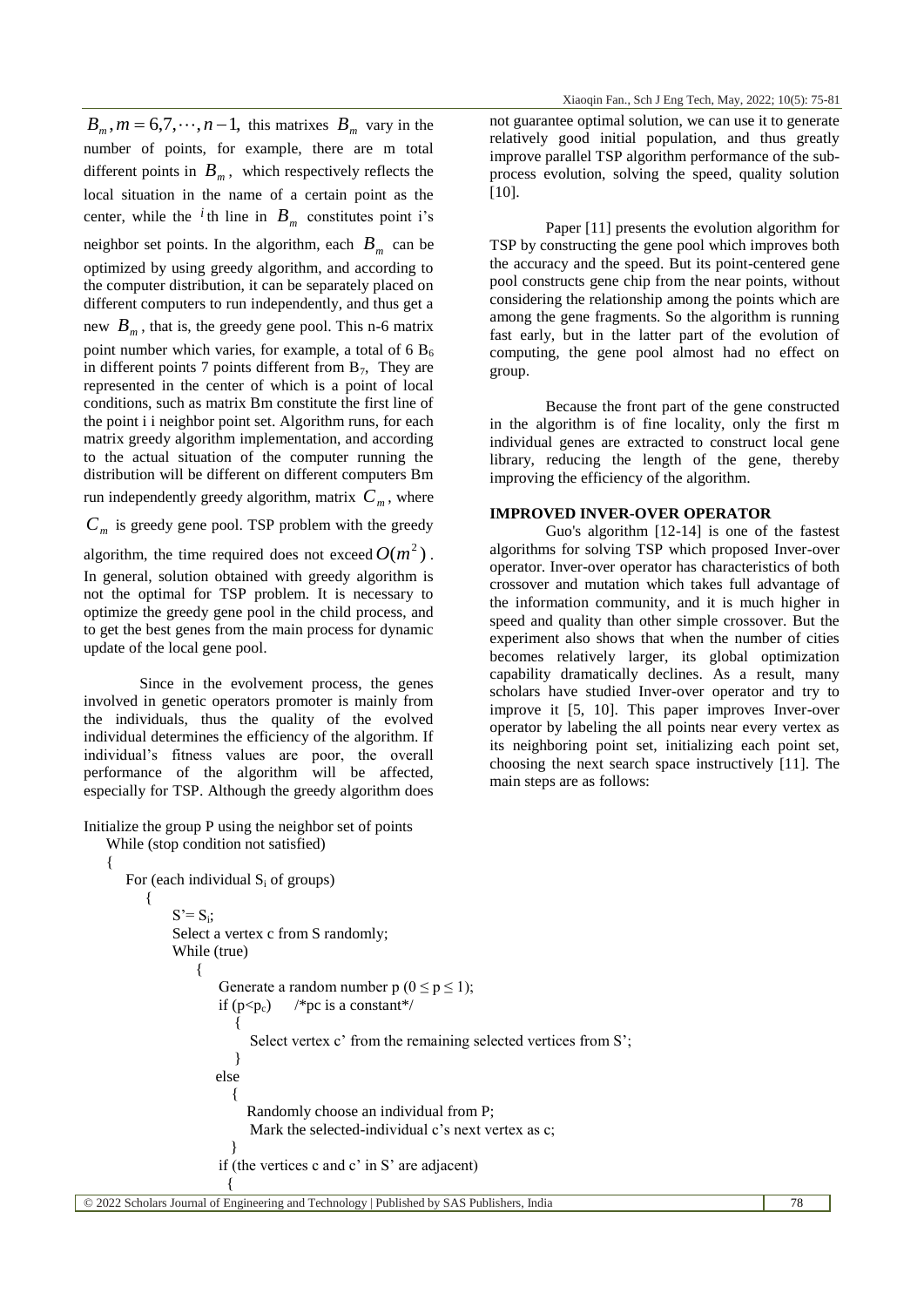$B_m, m = 6,7,\cdots,n-1,$ this matrixes $B_m$ vary in the number of points, for example, there are m total different points in $B_m$, which respectively reflects the local situation in the name of a certain point as the center, while the $i$th line in $B_m$ constitutes point i's neighbor set points. In the algorithm, each $B_m$ can be optimized by using greedy algorithm, and according to the computer distribution, it can be separately placed on different computers to run independently, and thus get a new $B_m$, that is, the greedy gene pool. This n-6 matrix point number which varies, for example, a total of 6 $B_6$ in different points 7 points different from $B_7$, They are represented in the center of which is a point of local conditions, such as matrix Bm constitute the first line of the point i i neighbor point set. Algorithm runs, for each matrix greedy algorithm implementation, and according to the actual situation of the computer running the distribution will be different on different computers Bm run independently greedy algorithm, matrix $C_m$, where $C_m$ is greedy gene pool. TSP problem with the greedy algorithm, the time required does not exceed $O(m^2)$. In general, solution obtained with greedy algorithm is not the optimal for TSP problem. It is necessary to optimize the greedy gene pool in the child process, and to get the best genes from the main process for dynamic update of the local gene pool.

Since in the evolvement process, the genes involved in genetic operators promoter is mainly from the individuals, thus the quality of the evolved individual determines the efficiency of the algorithm. If individual's fitness values are poor, the overall performance of the algorithm will be affected, especially for TSP. Although the greedy algorithm does not guarantee optimal solution, we can use it to generate relatively good initial population, and thus greatly improve parallel TSP algorithm performance of the sub-process evolution, solving the speed, quality solution [10].

Paper [11] presents the evolution algorithm for TSP by constructing the gene pool which improves both the accuracy and the speed. But its point-centered gene pool constructs gene chip from the near points, without considering the relationship among the points which are among the gene fragments. So the algorithm is running fast early, but in the latter part of the evolution of computing, the gene pool almost had no effect on group.

Because the front part of the gene constructed in the algorithm is of fine locality, only the first m individual genes are extracted to construct local gene library, reducing the length of the gene, thereby improving the efficiency of the algorithm.

## IMPROVED INVER-OVER OPERATOR

Guo's algorithm [12-14] is one of the fastest algorithms for solving TSP which proposed Inver-over operator. Inver-over operator has characteristics of both crossover and mutation which takes full advantage of the information community, and it is much higher in speed and quality than other simple crossover. But the experiment also shows that when the number of cities becomes relatively larger, its global optimization capability dramatically declines. As a result, many scholars have studied Inver-over operator and try to improve it [5, 10]. This paper improves Inver-over operator by labeling the all points near every vertex as its neighboring point set, initializing each point set, choosing the next search space instructively [11]. The main steps are as follows:

```
Initialize the group P using the neighbor set of points
    While (stop condition not satisfied)
    {
        For (each individual Si of groups)
        {
            S'= Si;
            Select a vertex c from S randomly;
            While (true)
            {
                Generate a random number p (0 ≤ p ≤ 1);
                if (p<pc)     /*pc is a constant*/
                {
                    Select vertex c' from the remaining selected vertices from S';
                }
                else
                {
                    Randomly choose an individual from P;
                    Mark the selected-individual c's next vertex as c;
                }
                if (the vertices c and c' in S' are adjacent)
                {
```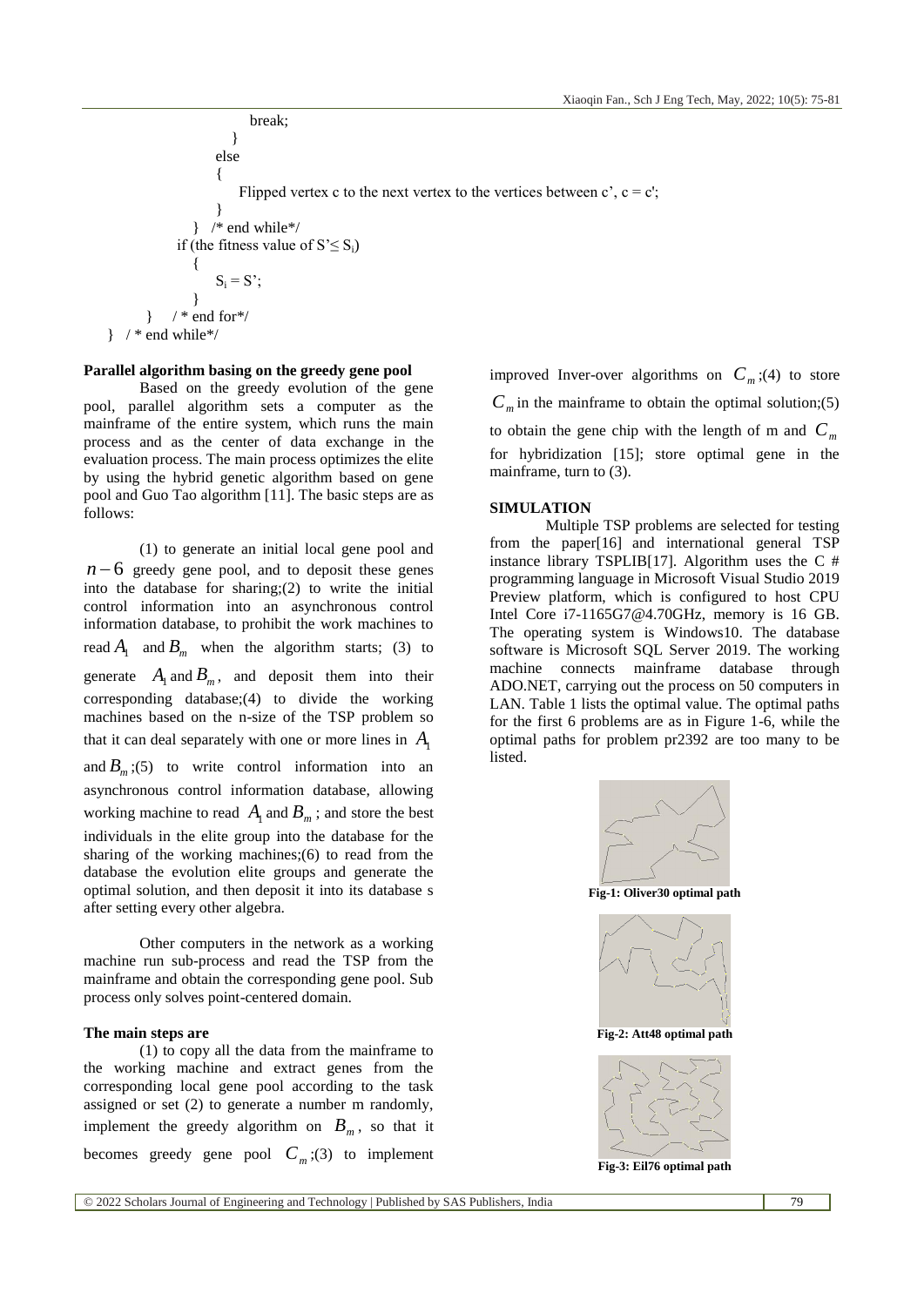```
                    break;
                }
            else
            {
                Flipped vertex c to the next vertex to the vertices between c', c = c';
            }
        }   /* end while*/
        if (the fitness value of S'≤ Si)
        {
            Si = S';
        }
    }   / * end for*/
}   / * end while*/
```

**Parallel algorithm basing on the greedy gene pool**

Based on the greedy evolution of the gene pool, parallel algorithm sets a computer as the mainframe of the entire system, which runs the main process and as the center of data exchange in the evaluation process. The main process optimizes the elite by using the hybrid genetic algorithm based on gene pool and Guo Tao algorithm [11]. The basic steps are as follows:

(1) to generate an initial local gene pool and $n-6$ greedy gene pool, and to deposit these genes into the database for sharing;(2) to write the initial control information into an asynchronous control information database, to prohibit the work machines to read $A_1$ and $B_m$ when the algorithm starts; (3) to generate $A_1$ and $B_m$, and deposit them into their corresponding database;(4) to divide the working machines based on the n-size of the TSP problem so that it can deal separately with one or more lines in $A_1$ and $B_m$;(5) to write control information into an asynchronous control information database, allowing working machine to read $A_1$ and $B_m$; and store the best individuals in the elite group into the database for the sharing of the working machines;(6) to read from the database the evolution elite groups and generate the optimal solution, and then deposit it into its database s after setting every other algebra.

Other computers in the network as a working machine run sub-process and read the TSP from the mainframe and obtain the corresponding gene pool. Sub process only solves point-centered domain.

**The main steps are**

(1) to copy all the data from the mainframe to the working machine and extract genes from the corresponding local gene pool according to the task assigned or set (2) to generate a number m randomly, implement the greedy algorithm on $B_m$, so that it becomes greedy gene pool $C_m$;(3) to implement improved Inver-over algorithms on $C_m$;(4) to store $C_m$ in the mainframe to obtain the optimal solution;(5) to obtain the gene chip with the length of m and $C_m$ for hybridization [15]; store optimal gene in the mainframe, turn to (3).

**SIMULATION**

Multiple TSP problems are selected for testing from the paper[16] and international general TSP instance library TSPLIB[17]. Algorithm uses the C # programming language in Microsoft Visual Studio 2019 Preview platform, which is configured to host CPU Intel Core i7-1165G7@4.70GHz, memory is 16 GB. The operating system is Windows10. The database software is Microsoft SQL Server 2019. The working machine connects mainframe database through ADO.NET, carrying out the process on 50 computers in LAN. Table 1 lists the optimal value. The optimal paths for the first 6 problems are as in Figure 1-6, while the optimal paths for problem pr2392 are too many to be listed.

**Fig-1: Oliver30 optimal path**

**Fig-2: Att48 optimal path**

**Fig-3: Eil76 optimal path**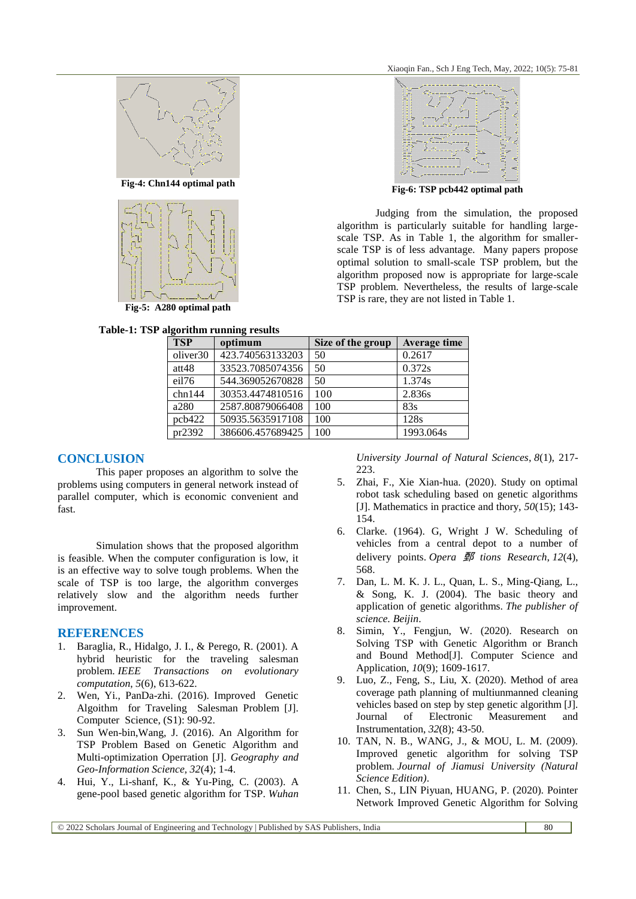Fig-4: Chn144 optimal path

Fig-5: A280 optimal path

Fig-6: TSP pcb442 optimal path

Judging from the simulation, the proposed algorithm is particularly suitable for handling large-scale TSP. As in Table 1, the algorithm for smaller-scale TSP is of less advantage. Many papers propose optimal solution to small-scale TSP problem, but the algorithm proposed now is appropriate for large-scale TSP problem. Nevertheless, the results of large-scale TSP is rare, they are not listed in Table 1.

**Table-1: TSP algorithm running results**

| TSP | optimum | Size of the group | Average time |
|---|---|---|---|
| oliver30 | 423.740563133203 | 50 | 0.2617 |
| att48 | 33523.7085074356 | 50 | 0.372s |
| eil76 | 544.369052670828 | 50 | 1.374s |
| chn144 | 30353.4474810516 | 100 | 2.836s |
| a280 | 2587.80879066408 | 100 | 83s |
| pcb422 | 50935.5635917108 | 100 | 128s |
| pr2392 | 386606.457689425 | 100 | 1993.064s |

## CONCLUSION

This paper proposes an algorithm to solve the problems using computers in general network instead of parallel computer, which is economic convenient and fast.

Simulation shows that the proposed algorithm is feasible. When the computer configuration is low, it is an effective way to solve tough problems. When the scale of TSP is too large, the algorithm converges relatively slow and the algorithm needs further improvement.

## REFERENCES

1. Baraglia, R., Hidalgo, J. I., & Perego, R. (2001). A hybrid heuristic for the traveling salesman problem. *IEEE Transactions on evolutionary computation*, *5*(6), 613-622.
2. Wen, Yi., PanDa-zhi. (2016). Improved Genetic Algorithm for Traveling Salesman Problem [J]. Computer Science, (S1): 90-92.
3. Sun Wen-bin,Wang, J. (2016). An Algorithm for TSP Problem Based on Genetic Algorithm and Multi-optimization Operration [J]. *Geography and Geo-Information Science*, *32*(4); 1-4.
4. Hui, Y., Li-shanf, K., & Yu-Ping, C. (2003). A gene-pool based genetic algorithm for TSP. *Wuhan University Journal of Natural Sciences*, *8*(1), 217-223.
5. Zhai, F., Xie Xian-hua. (2020). Study on optimal robot task scheduling based on genetic algorithms [J]. Mathematics in practice and thory, *50*(15); 143-154.
6. Clarke. (1964). G, Wright J W. Scheduling of vehicles from a central depot to a number of delivery points. *Opera 鄄 tions Research*, *12*(4), 568.
7. Dan, L. M. K. J. L., Quan, L. S., Ming-Qiang, L., & Song, K. J. (2004). The basic theory and application of genetic algorithms. *The publisher of science. Beijin*.
8. Simin, Y., Fengjun, W. (2020). Research on Solving TSP with Genetic Algorithm or Branch and Bound Method[J]. Computer Science and Application, *10*(9); 1609-1617.
9. Luo, Z., Feng, S., Liu, X. (2020). Method of area coverage path planning of multiunmanned cleaning vehicles based on step by step genetic algorithm [J]. Journal of Electronic Measurement and Instrumentation, *32*(8); 43-50.
10. TAN, N. B., WANG, J., & MOU, L. M. (2009). Improved genetic algorithm for solving TSP problem. *Journal of Jiamusi University (Natural Science Edition)*.
11. Chen, S., LIN Piyuan, HUANG, P. (2020). Pointer Network Improved Genetic Algorithm for Solving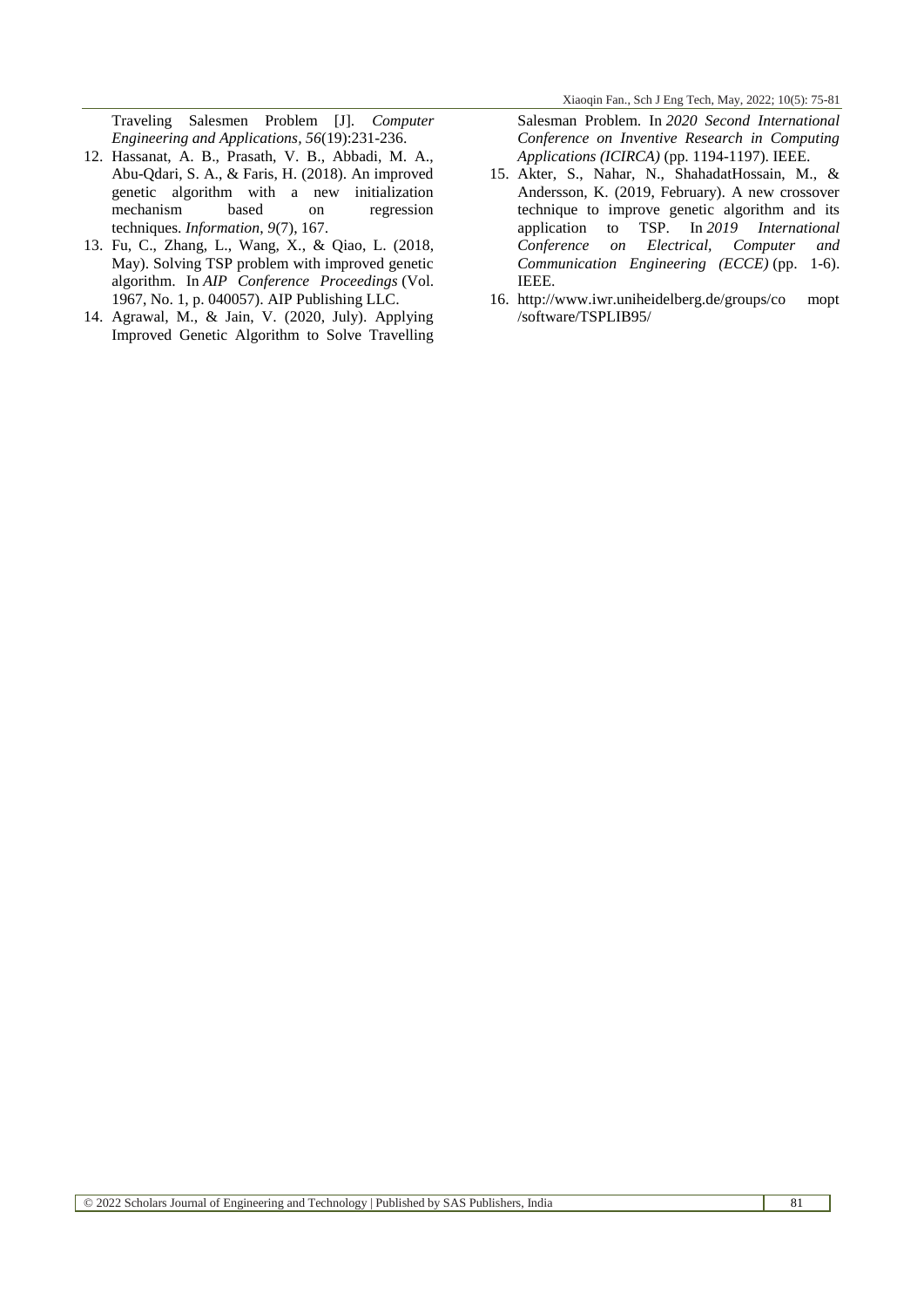Traveling Salesmen Problem [J]. *Computer Engineering and Applications*, *56*(19):231-236.

12. Hassanat, A. B., Prasath, V. B., Abbadi, M. A., Abu-Qdari, S. A., & Faris, H. (2018). An improved genetic algorithm with a new initialization mechanism based on regression techniques. *Information*, *9*(7), 167.
13. Fu, C., Zhang, L., Wang, X., & Qiao, L. (2018, May). Solving TSP problem with improved genetic algorithm. In *AIP Conference Proceedings* (Vol. 1967, No. 1, p. 040057). AIP Publishing LLC.
14. Agrawal, M., & Jain, V. (2020, July). Applying Improved Genetic Algorithm to Solve Travelling Salesman Problem. In *2020 Second International Conference on Inventive Research in Computing Applications (ICIRCA)* (pp. 1194-1197). IEEE.
15. Akter, S., Nahar, N., ShahadatHossain, M., & Andersson, K. (2019, February). A new crossover technique to improve genetic algorithm and its application to TSP. In *2019 International Conference on Electrical, Computer and Communication Engineering (ECCE)* (pp. 1-6). IEEE.
16. http://www.iwr.uniheidelberg.de/groups/co mopt /software/TSPLIB95/